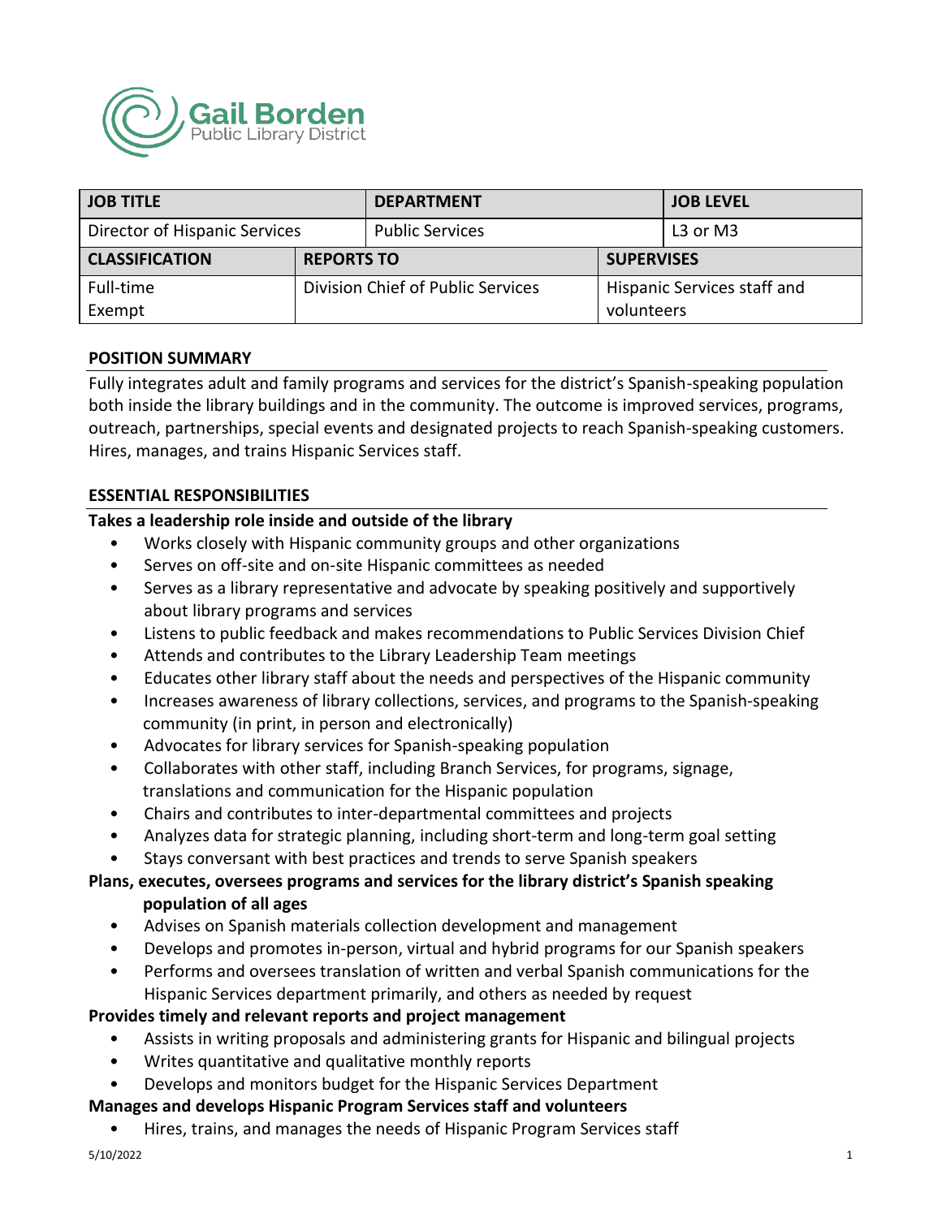Gail Borden Public Library District

| JOB TITLE | | DEPARTMENT | | JOB LEVEL |
|---|---|---|---|---|
| Director of Hispanic Services | | Public Services | | L3 or M3 |
| **CLASSIFICATION** | **REPORTS TO** | | **SUPERVISES** | |
| Full-time Exempt | Division Chief of Public Services | | Hispanic Services staff and volunteers | |

## POSITION SUMMARY

Fully integrates adult and family programs and services for the district's Spanish-speaking population both inside the library buildings and in the community. The outcome is improved services, programs, outreach, partnerships, special events and designated projects to reach Spanish-speaking customers. Hires, manages, and trains Hispanic Services staff.

## ESSENTIAL RESPONSIBILITIES

**Takes a leadership role inside and outside of the library**

- Works closely with Hispanic community groups and other organizations
- Serves on off-site and on-site Hispanic committees as needed
- Serves as a library representative and advocate by speaking positively and supportively about library programs and services
- Listens to public feedback and makes recommendations to Public Services Division Chief
- Attends and contributes to the Library Leadership Team meetings
- Educates other library staff about the needs and perspectives of the Hispanic community
- Increases awareness of library collections, services, and programs to the Spanish-speaking community (in print, in person and electronically)
- Advocates for library services for Spanish-speaking population
- Collaborates with other staff, including Branch Services, for programs, signage, translations and communication for the Hispanic population
- Chairs and contributes to inter-departmental committees and projects
- Analyzes data for strategic planning, including short-term and long-term goal setting
- Stays conversant with best practices and trends to serve Spanish speakers

**Plans, executes, oversees programs and services for the library district's Spanish speaking population of all ages**

- Advises on Spanish materials collection development and management
- Develops and promotes in-person, virtual and hybrid programs for our Spanish speakers
- Performs and oversees translation of written and verbal Spanish communications for the Hispanic Services department primarily, and others as needed by request

**Provides timely and relevant reports and project management**

- Assists in writing proposals and administering grants for Hispanic and bilingual projects
- Writes quantitative and qualitative monthly reports
- Develops and monitors budget for the Hispanic Services Department

**Manages and develops Hispanic Program Services staff and volunteers**

- Hires, trains, and manages the needs of Hispanic Program Services staff

5/10/2022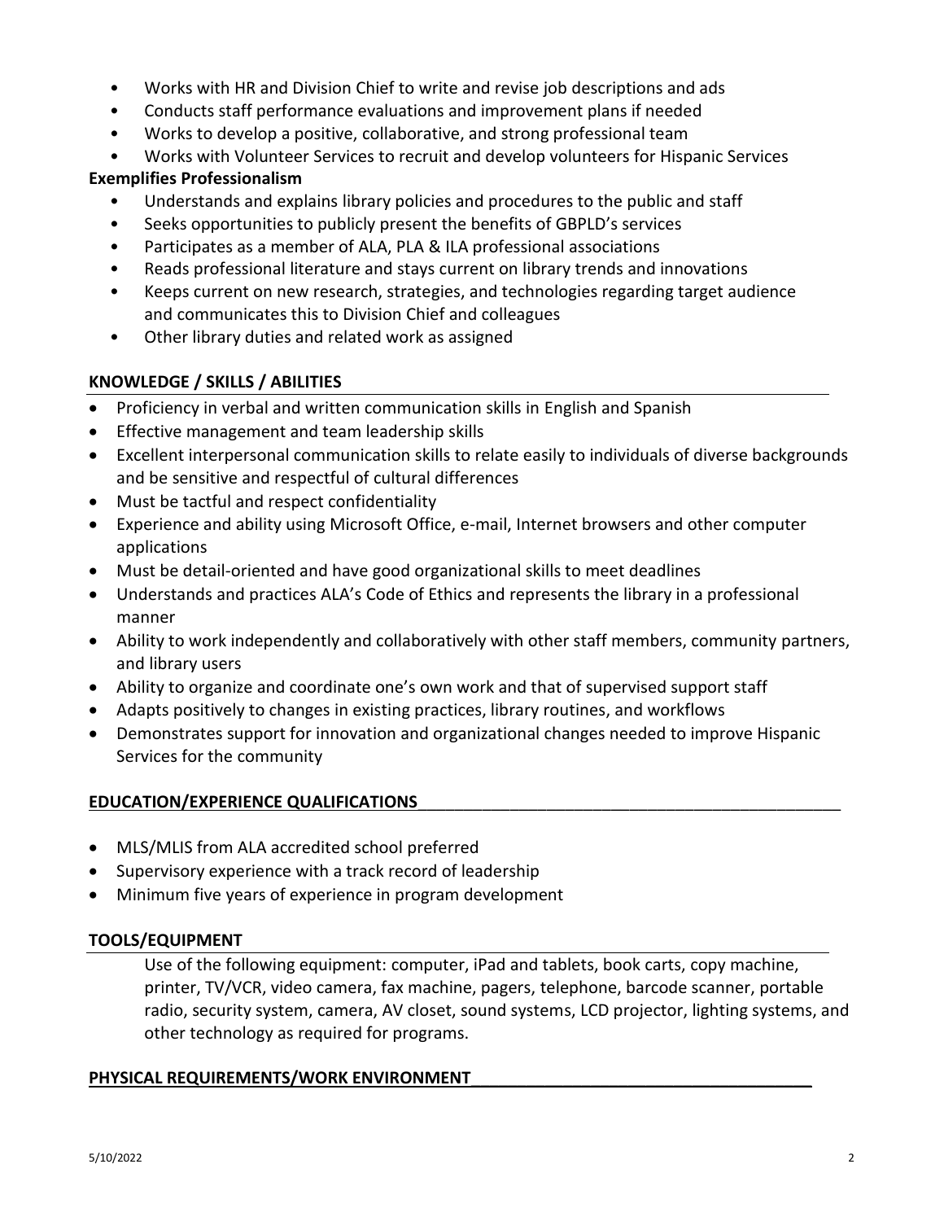- Works with HR and Division Chief to write and revise job descriptions and ads
- Conducts staff performance evaluations and improvement plans if needed
- Works to develop a positive, collaborative, and strong professional team
- Works with Volunteer Services to recruit and develop volunteers for Hispanic Services

**Exemplifies Professionalism**

- Understands and explains library policies and procedures to the public and staff
- Seeks opportunities to publicly present the benefits of GBPLD's services
- Participates as a member of ALA, PLA & ILA professional associations
- Reads professional literature and stays current on library trends and innovations
- Keeps current on new research, strategies, and technologies regarding target audience and communicates this to Division Chief and colleagues
- Other library duties and related work as assigned

## KNOWLEDGE / SKILLS / ABILITIES

- Proficiency in verbal and written communication skills in English and Spanish
- Effective management and team leadership skills
- Excellent interpersonal communication skills to relate easily to individuals of diverse backgrounds and be sensitive and respectful of cultural differences
- Must be tactful and respect confidentiality
- Experience and ability using Microsoft Office, e-mail, Internet browsers and other computer applications
- Must be detail-oriented and have good organizational skills to meet deadlines
- Understands and practices ALA's Code of Ethics and represents the library in a professional manner
- Ability to work independently and collaboratively with other staff members, community partners, and library users
- Ability to organize and coordinate one's own work and that of supervised support staff
- Adapts positively to changes in existing practices, library routines, and workflows
- Demonstrates support for innovation and organizational changes needed to improve Hispanic Services for the community

## EDUCATION/EXPERIENCE QUALIFICATIONS

- MLS/MLIS from ALA accredited school preferred
- Supervisory experience with a track record of leadership
- Minimum five years of experience in program development

## TOOLS/EQUIPMENT

Use of the following equipment: computer, iPad and tablets, book carts, copy machine, printer, TV/VCR, video camera, fax machine, pagers, telephone, barcode scanner, portable radio, security system, camera, AV closet, sound systems, LCD projector, lighting systems, and other technology as required for programs.

## PHYSICAL REQUIREMENTS/WORK ENVIRONMENT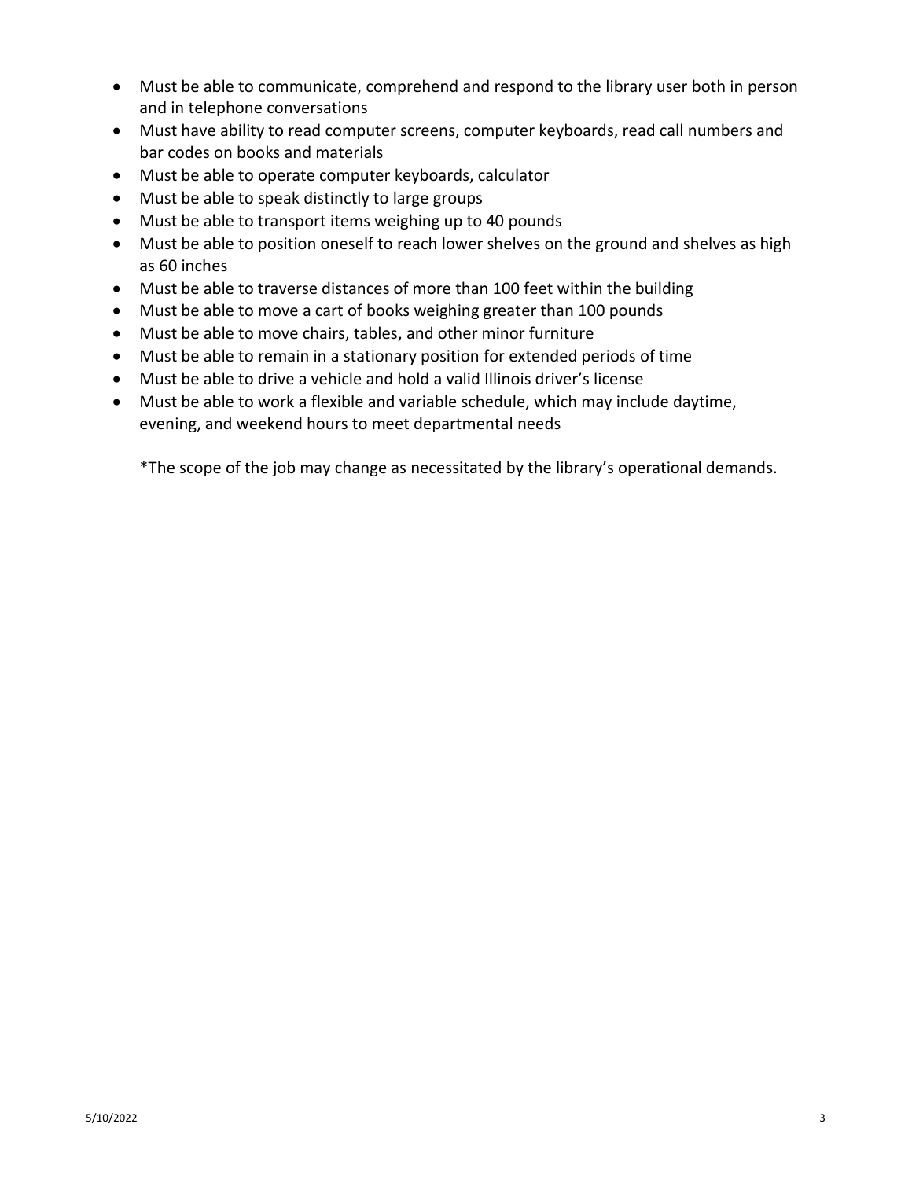- Must be able to communicate, comprehend and respond to the library user both in person and in telephone conversations
- Must have ability to read computer screens, computer keyboards, read call numbers and bar codes on books and materials
- Must be able to operate computer keyboards, calculator
- Must be able to speak distinctly to large groups
- Must be able to transport items weighing up to 40 pounds
- Must be able to position oneself to reach lower shelves on the ground and shelves as high as 60 inches
- Must be able to traverse distances of more than 100 feet within the building
- Must be able to move a cart of books weighing greater than 100 pounds
- Must be able to move chairs, tables, and other minor furniture
- Must be able to remain in a stationary position for extended periods of time
- Must be able to drive a vehicle and hold a valid Illinois driver's license
- Must be able to work a flexible and variable schedule, which may include daytime, evening, and weekend hours to meet departmental needs

*The scope of the job may change as necessitated by the library's operational demands.